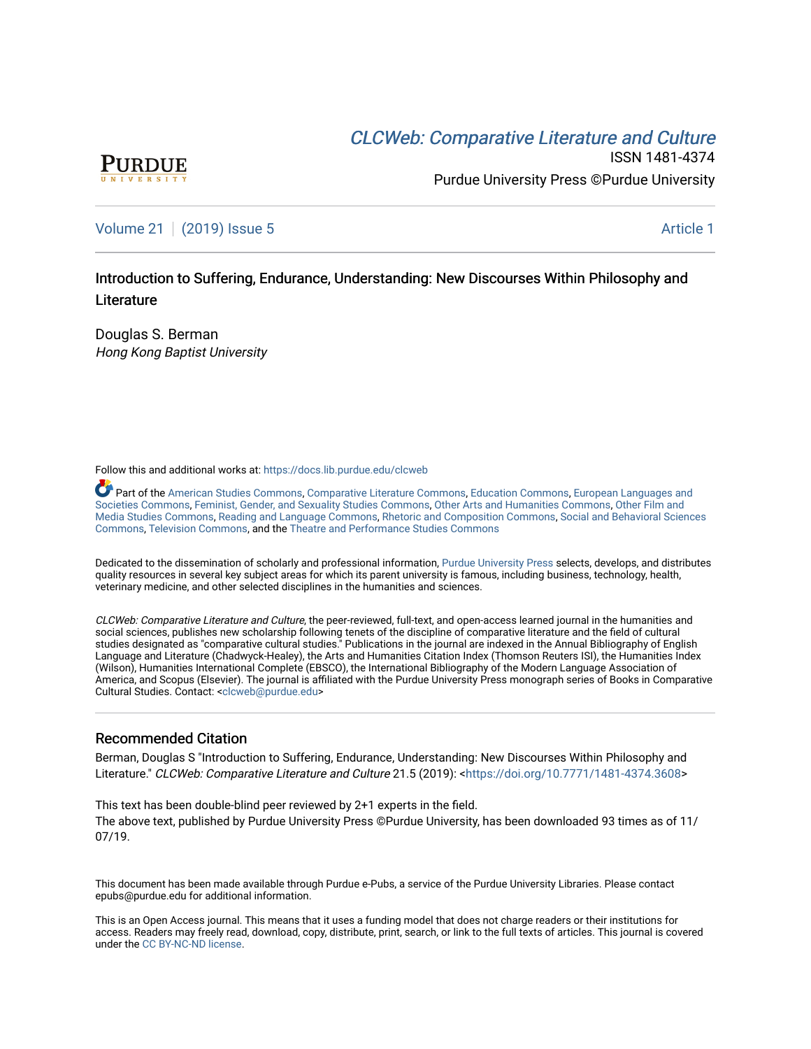CLCWeb: Comparative Literature and Culture

ISSN 1481-4374

Purdue University Press ©Purdue University

Volume 21 | (2019) Issue 5 | Article 1

# Introduction to Suffering, Endurance, Understanding: New Discourses Within Philosophy and Literature

Douglas S. Berman
*Hong Kong Baptist University*

Follow this and additional works at: https://docs.lib.purdue.edu/clcweb

Part of the American Studies Commons, Comparative Literature Commons, Education Commons, European Languages and Societies Commons, Feminist, Gender, and Sexuality Studies Commons, Other Arts and Humanities Commons, Other Film and Media Studies Commons, Reading and Language Commons, Rhetoric and Composition Commons, Social and Behavioral Sciences Commons, Television Commons, and the Theatre and Performance Studies Commons

Dedicated to the dissemination of scholarly and professional information, Purdue University Press selects, develops, and distributes quality resources in several key subject areas for which its parent university is famous, including business, technology, health, veterinary medicine, and other selected disciplines in the humanities and sciences.

*CLCWeb: Comparative Literature and Culture*, the peer-reviewed, full-text, and open-access learned journal in the humanities and social sciences, publishes new scholarship following tenets of the discipline of comparative literature and the field of cultural studies designated as "comparative cultural studies." Publications in the journal are indexed in the Annual Bibliography of English Language and Literature (Chadwyck-Healey), the Arts and Humanities Citation Index (Thomson Reuters ISI), the Humanities Index (Wilson), Humanities International Complete (EBSCO), the International Bibliography of the Modern Language Association of America, and Scopus (Elsevier). The journal is affiliated with the Purdue University Press monograph series of Books in Comparative Cultural Studies. Contact: <clcweb@purdue.edu>

## Recommended Citation

Berman, Douglas S "Introduction to Suffering, Endurance, Understanding: New Discourses Within Philosophy and Literature." *CLCWeb: Comparative Literature and Culture* 21.5 (2019): <https://doi.org/10.7771/1481-4374.3608>

This text has been double-blind peer reviewed by 2+1 experts in the field.
The above text, published by Purdue University Press ©Purdue University, has been downloaded 93 times as of 11/07/19.

This document has been made available through Purdue e-Pubs, a service of the Purdue University Libraries. Please contact epubs@purdue.edu for additional information.

This is an Open Access journal. This means that it uses a funding model that does not charge readers or their institutions for access. Readers may freely read, download, copy, distribute, print, search, or link to the full texts of articles. This journal is covered under the CC BY-NC-ND license.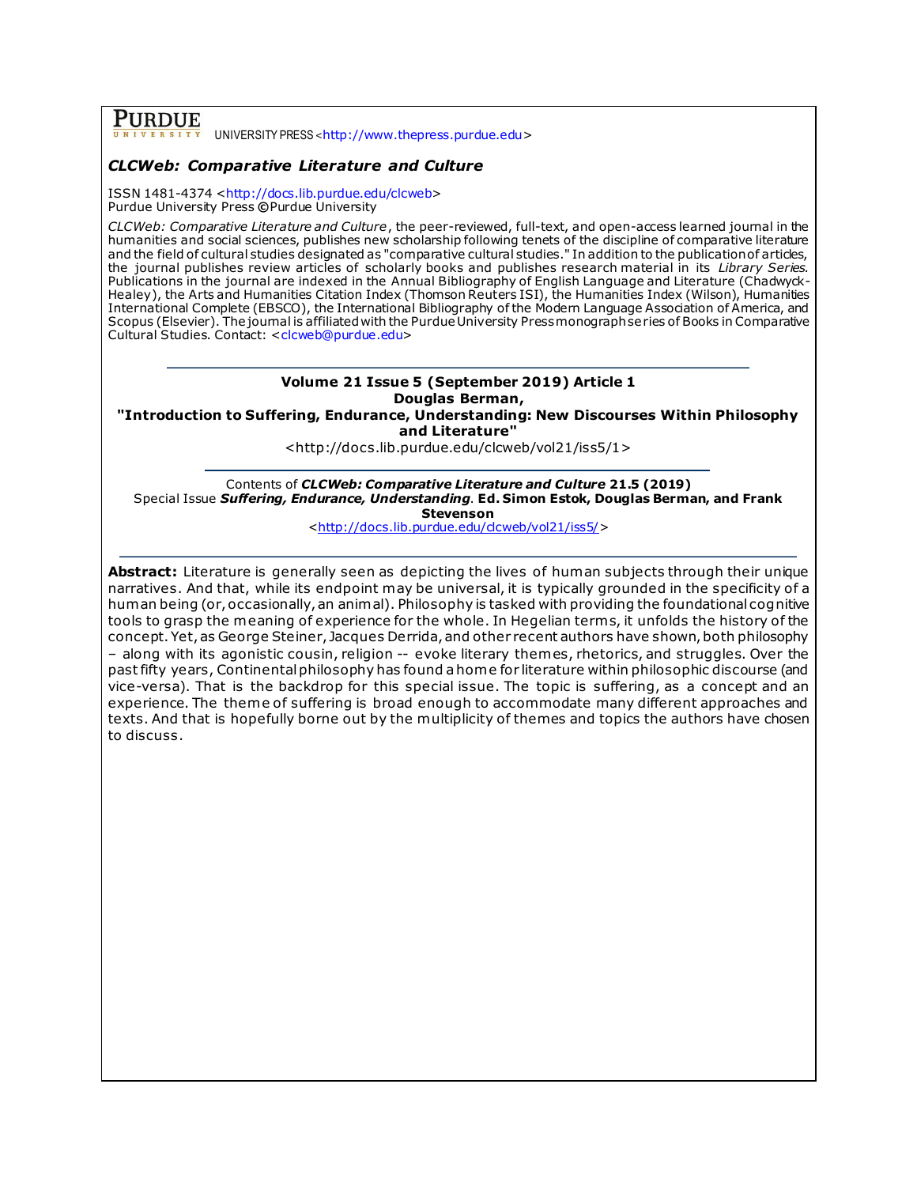PURDUE UNIVERSITY PRESS <http://www.thepress.purdue.edu>

***CLCWeb: Comparative Literature and Culture***

ISSN 1481-4374 <http://docs.lib.purdue.edu/clcweb>
Purdue University Press ©Purdue University

*CLCWeb: Comparative Literature and Culture*, the peer-reviewed, full-text, and open-access learned journal in the humanities and social sciences, publishes new scholarship following tenets of the discipline of comparative literature and the field of cultural studies designated as "comparative cultural studies." In addition to the publication of articles, the journal publishes review articles of scholarly books and publishes research material in its *Library Series.* Publications in the journal are indexed in the Annual Bibliography of English Language and Literature (Chadwyck-Healey), the Arts and Humanities Citation Index (Thomson Reuters ISI), the Humanities Index (Wilson), Humanities International Complete (EBSCO), the International Bibliography of the Modern Language Association of America, and Scopus (Elsevier). The journal is affiliated with the Purdue University Press monograph series of Books in Comparative Cultural Studies. Contact: <clcweb@purdue.edu>

---

**Volume 21 Issue 5 (September 2019) Article 1**
**Douglas Berman,**
**"Introduction to Suffering, Endurance, Understanding: New Discourses Within Philosophy and Literature"**
<http://docs.lib.purdue.edu/clcweb/vol21/iss5/1>

---

Contents of ***CLCWeb: Comparative Literature and Culture* 21.5 (2019)**
Special Issue ***Suffering, Endurance, Understanding***. **Ed. Simon Estok, Douglas Berman, and Frank Stevenson**
<http://docs.lib.purdue.edu/clcweb/vol21/iss5/>

---

**Abstract:** Literature is generally seen as depicting the lives of human subjects through their unique narratives. And that, while its endpoint may be universal, it is typically grounded in the specificity of a human being (or, occasionally, an animal). Philosophy is tasked with providing the foundational cognitive tools to grasp the meaning of experience for the whole. In Hegelian terms, it unfolds the history of the concept. Yet, as George Steiner, Jacques Derrida, and other recent authors have shown, both philosophy – along with its agonistic cousin, religion -- evoke literary themes, rhetorics, and struggles. Over the past fifty years, Continental philosophy has found a home for literature within philosophic discourse (and vice-versa). That is the backdrop for this special issue. The topic is suffering, as a concept and an experience. The theme of suffering is broad enough to accommodate many different approaches and texts. And that is hopefully borne out by the multiplicity of themes and topics the authors have chosen to discuss.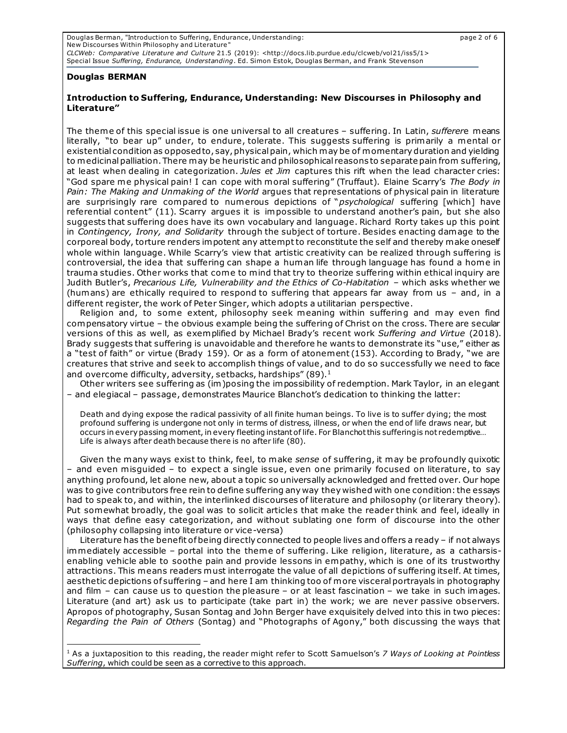**Douglas BERMAN**

**Introduction to Suffering, Endurance, Understanding: New Discourses in Philosophy and Literature"**

The theme of this special issue is one universal to all creatures – suffering. In Latin, *sufferere* means literally, "to bear up" under, to endure, tolerate. This suggests suffering is primarily a mental or existential condition as opposed to, say, physical pain, which may be of momentary duration and yielding to medicinal palliation. There may be heuristic and philosophical reasons to separate pain from suffering, at least when dealing in categorization. *Jules et Jim* captures this rift when the lead character cries: "God spare me physical pain! I can cope with moral suffering" (Truffaut). Elaine Scarry's *The Body in Pain: The Making and Unmaking of the World* argues that representations of physical pain in literature are surprisingly rare compared to numerous depictions of "*psychological* suffering [which] have referential content" (11). Scarry argues it is impossible to understand another's pain, but she also suggests that suffering does have its own vocabulary and language. Richard Rorty takes up this point in *Contingency, Irony, and Solidarity* through the subject of torture. Besides enacting damage to the corporeal body, torture renders impotent any attempt to reconstitute the self and thereby make oneself whole within language. While Scarry's view that artistic creativity can be realized through suffering is controversial, the idea that suffering can shape a human life through language has found a home in trauma studies. Other works that come to mind that try to theorize suffering within ethical inquiry are Judith Butler's, *Precarious Life, Vulnerability and the Ethics of Co-Habitation* – which asks whether we (humans) are ethically required to respond to suffering that appears far away from us – and, in a different register, the work of Peter Singer, which adopts a utilitarian perspective.

Religion and, to some extent, philosophy seek meaning within suffering and may even find compensatory virtue – the obvious example being the suffering of Christ on the cross. There are secular versions of this as well, as exemplified by Michael Brady's recent work *Suffering and Virtue* (2018). Brady suggests that suffering is unavoidable and therefore he wants to demonstrate its "use," either as a "test of faith" or virtue (Brady 159). Or as a form of atonement (153). According to Brady, "we are creatures that strive and seek to accomplish things of value, and to do so successfully we need to face and overcome difficulty, adversity, setbacks, hardships" (89).[1]

Other writers see suffering as (im)posing the impossibility of redemption. Mark Taylor, in an elegant – and elegiacal – passage, demonstrates Maurice Blanchot's dedication to thinking the latter:

> Death and dying expose the radical passivity of all finite human beings. To live is to suffer dying; the most profound suffering is undergone not only in terms of distress, illness, or when the end of life draws near, but occurs in every passing moment, in every fleeting instant of life. For Blanchot this suffering is not redemptive... Life is always after death because there is no after life (80).

Given the many ways exist to think, feel, to make *sense* of suffering, it may be profoundly quixotic – and even misguided – to expect a single issue, even one primarily focused on literature, to say anything profound, let alone new, about a topic so universally acknowledged and fretted over. Our hope was to give contributors free rein to define suffering any way they wished with one condition: the essays had to speak to, and within, the interlinked discourses of literature and philosophy (or literary theory). Put somewhat broadly, the goal was to solicit articles that make the reader think and feel, ideally in ways that define easy categorization, and without sublating one form of discourse into the other (philosophy collapsing into literature or vice-versa)

Literature has the benefit of being directly connected to people lives and offers a ready – if not always immediately accessible – portal into the theme of suffering. Like religion, literature, as a catharsis-enabling vehicle able to soothe pain and provide lessons in empathy, which is one of its trustworthy attractions. This means readers must interrogate the value of all depictions of suffering itself. At times, aesthetic depictions of suffering – and here I am thinking too of more visceral portrayals in photography and film – can cause us to question the pleasure – or at least fascination – we take in such images. Literature (and art) ask us to participate (take part in) the work; we are never passive observers. Apropos of photography, Susan Sontag and John Berger have exquisitely delved into this in two pieces: *Regarding the Pain of Others* (Sontag) and "Photographs of Agony," both discussing the ways that

[1] As a juxtaposition to this reading, the reader might refer to Scott Samuelson's *7 Ways of Looking at Pointless Suffering*, which could be seen as a corrective to this approach.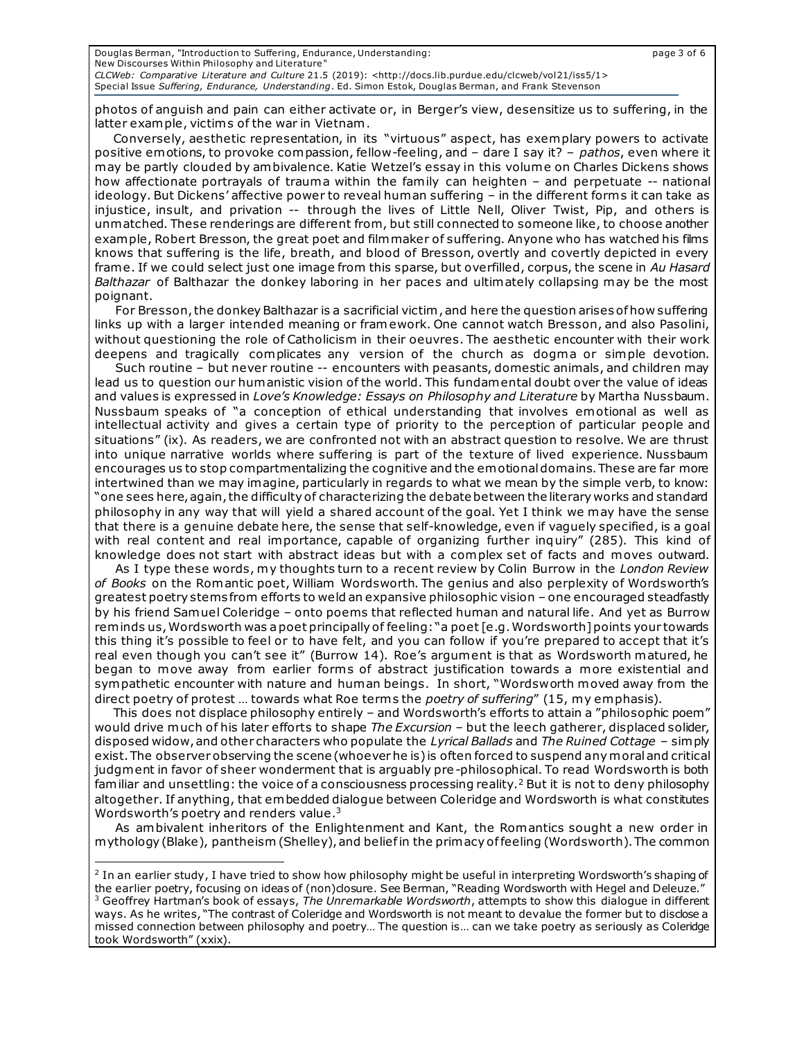photos of anguish and pain can either activate or, in Berger's view, desensitize us to suffering, in the latter example, victims of the war in Vietnam.

Conversely, aesthetic representation, in its "virtuous" aspect, has exemplary powers to activate positive emotions, to provoke compassion, fellow-feeling, and – dare I say it? – *pathos*, even where it may be partly clouded by ambivalence. Katie Wetzel's essay in this volume on Charles Dickens shows how affectionate portrayals of trauma within the family can heighten – and perpetuate -- national ideology. But Dickens' affective power to reveal human suffering – in the different forms it can take as injustice, insult, and privation -- through the lives of Little Nell, Oliver Twist, Pip, and others is unmatched. These renderings are different from, but still connected to someone like, to choose another example, Robert Bresson, the great poet and filmmaker of suffering. Anyone who has watched his films knows that suffering is the life, breath, and blood of Bresson, overtly and covertly depicted in every frame. If we could select just one image from this sparse, but overfilled, corpus, the scene in *Au Hasard Balthazar* of Balthazar the donkey laboring in her paces and ultimately collapsing may be the most poignant.

For Bresson, the donkey Balthazar is a sacrificial victim, and here the question arises of how suffering links up with a larger intended meaning or framework. One cannot watch Bresson, and also Pasolini, without questioning the role of Catholicism in their oeuvres. The aesthetic encounter with their work deepens and tragically complicates any version of the church as dogma or simple devotion.

Such routine – but never routine -- encounters with peasants, domestic animals, and children may lead us to question our humanistic vision of the world. This fundamental doubt over the value of ideas and values is expressed in *Love's Knowledge: Essays on Philosophy and Literature* by Martha Nussbaum. Nussbaum speaks of "a conception of ethical understanding that involves emotional as well as intellectual activity and gives a certain type of priority to the perception of particular people and situations" (ix). As readers, we are confronted not with an abstract question to resolve. We are thrust into unique narrative worlds where suffering is part of the texture of lived experience. Nussbaum encourages us to stop compartmentalizing the cognitive and the emotional domains. These are far more intertwined than we may imagine, particularly in regards to what we mean by the simple verb, to know: "one sees here, again, the difficulty of characterizing the debate between the literary works and standard philosophy in any way that will yield a shared account of the goal. Yet I think we may have the sense that there is a genuine debate here, the sense that self-knowledge, even if vaguely specified, is a goal with real content and real importance, capable of organizing further inquiry" (285). This kind of knowledge does not start with abstract ideas but with a complex set of facts and moves outward.

As I type these words, my thoughts turn to a recent review by Colin Burrow in the *London Review of Books* on the Romantic poet, William Wordsworth. The genius and also perplexity of Wordsworth's greatest poetry stems from efforts to weld an expansive philosophic vision – one encouraged steadfastly by his friend Samuel Coleridge – onto poems that reflected human and natural life. And yet as Burrow reminds us, Wordsworth was a poet principally of feeling: "a poet [e.g. Wordsworth] points your towards this thing it's possible to feel or to have felt, and you can follow if you're prepared to accept that it's real even though you can't see it" (Burrow 14). Roe's argument is that as Wordsworth matured, he began to move away from earlier forms of abstract justification towards a more existential and sympathetic encounter with nature and human beings. In short, "Wordsworth moved away from the direct poetry of protest … towards what Roe terms the *poetry of suffering*" (15, my emphasis).

This does not displace philosophy entirely – and Wordsworth's efforts to attain a "philosophic poem" would drive much of his later efforts to shape *The Excursion* – but the leech gatherer, displaced solider, disposed widow, and other characters who populate the *Lyrical Ballads* and *The Ruined Cottage* – simply exist. The observer observing the scene (whoever he is) is often forced to suspend any moral and critical judgment in favor of sheer wonderment that is arguably pre-philosophical. To read Wordsworth is both familiar and unsettling: the voice of a consciousness processing reality.[2] But it is not to deny philosophy altogether. If anything, that embedded dialogue between Coleridge and Wordsworth is what constitutes Wordsworth's poetry and renders value.[3]

As ambivalent inheritors of the Enlightenment and Kant, the Romantics sought a new order in mythology (Blake), pantheism (Shelley), and belief in the primacy of feeling (Wordsworth). The common

---

[2] In an earlier study, I have tried to show how philosophy might be useful in interpreting Wordsworth's shaping of the earlier poetry, focusing on ideas of (non)closure. See Berman, "Reading Wordsworth with Hegel and Deleuze."

[3] Geoffrey Hartman's book of essays, *The Unremarkable Wordsworth*, attempts to show this dialogue in different ways. As he writes, "The contrast of Coleridge and Wordsworth is not meant to devalue the former but to disclose a missed connection between philosophy and poetry… The question is… can we take poetry as seriously as Coleridge took Wordsworth" (xxix).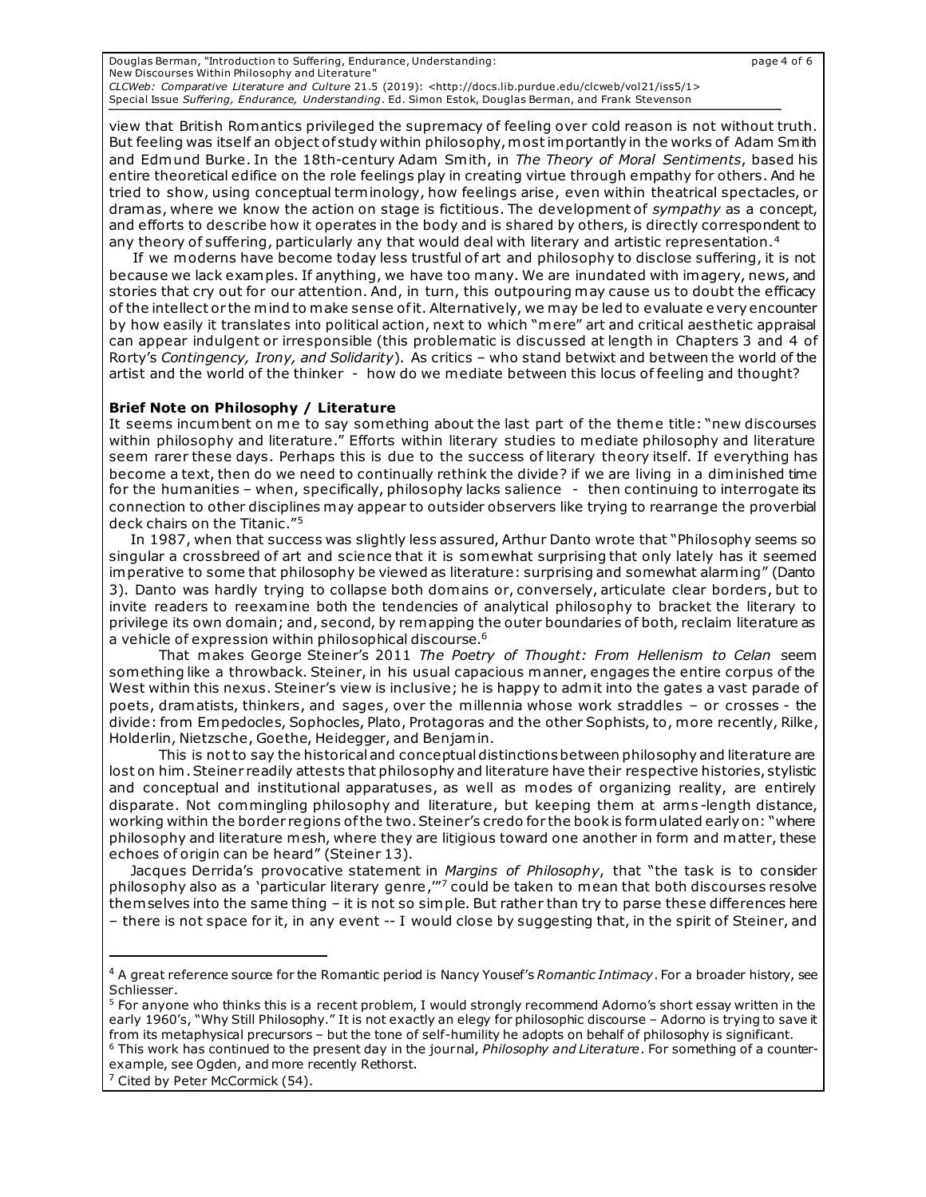view that British Romantics privileged the supremacy of feeling over cold reason is not without truth. But feeling was itself an object of study within philosophy, most importantly in the works of Adam Smith and Edmund Burke. In the 18th-century Adam Smith, in *The Theory of Moral Sentiments*, based his entire theoretical edifice on the role feelings play in creating virtue through empathy for others. And he tried to show, using conceptual terminology, how feelings arise, even within theatrical spectacles, or dramas, where we know the action on stage is fictitious. The development of *sympathy* as a concept, and efforts to describe how it operates in the body and is shared by others, is directly correspondent to any theory of suffering, particularly any that would deal with literary and artistic representation.[4]

If we moderns have become today less trustful of art and philosophy to disclose suffering, it is not because we lack examples. If anything, we have too many. We are inundated with imagery, news, and stories that cry out for our attention. And, in turn, this outpouring may cause us to doubt the efficacy of the intellect or the mind to make sense of it. Alternatively, we may be led to evaluate every encounter by how easily it translates into political action, next to which "mere" art and critical aesthetic appraisal can appear indulgent or irresponsible (this problematic is discussed at length in Chapters 3 and 4 of Rorty's *Contingency, Irony, and Solidarity*). As critics – who stand betwixt and between the world of the artist and the world of the thinker - how do we mediate between this locus of feeling and thought?

**Brief Note on Philosophy / Literature**

It seems incumbent on me to say something about the last part of the theme title: "new discourses within philosophy and literature." Efforts within literary studies to mediate philosophy and literature seem rarer these days. Perhaps this is due to the success of literary theory itself. If everything has become a text, then do we need to continually rethink the divide? if we are living in a diminished time for the humanities – when, specifically, philosophy lacks salience - then continuing to interrogate its connection to other disciplines may appear to outsider observers like trying to rearrange the proverbial deck chairs on the Titanic."[5]

In 1987, when that success was slightly less assured, Arthur Danto wrote that "Philosophy seems so singular a crossbreed of art and science that it is somewhat surprising that only lately has it seemed imperative to some that philosophy be viewed as literature: surprising and somewhat alarming" (Danto 3). Danto was hardly trying to collapse both domains or, conversely, articulate clear borders, but to invite readers to reexamine both the tendencies of analytical philosophy to bracket the literary to privilege its own domain; and, second, by remapping the outer boundaries of both, reclaim literature as a vehicle of expression within philosophical discourse.[6]

That makes George Steiner's 2011 *The Poetry of Thought: From Hellenism to Celan* seem something like a throwback. Steiner, in his usual capacious manner, engages the entire corpus of the West within this nexus. Steiner's view is inclusive; he is happy to admit into the gates a vast parade of poets, dramatists, thinkers, and sages, over the millennia whose work straddles – or crosses - the divide: from Empedocles, Sophocles, Plato, Protagoras and the other Sophists, to, more recently, Rilke, Holderlin, Nietzsche, Goethe, Heidegger, and Benjamin.

This is not to say the historical and conceptual distinctions between philosophy and literature are lost on him. Steiner readily attests that philosophy and literature have their respective histories, stylistic and conceptual and institutional apparatuses, as well as modes of organizing reality, are entirely disparate. Not commingling philosophy and literature, but keeping them at arms-length distance, working within the border regions of the two. Steiner's credo for the book is formulated early on: "where philosophy and literature mesh, where they are litigious toward one another in form and matter, these echoes of origin can be heard" (Steiner 13).

Jacques Derrida's provocative statement in *Margins of Philosophy*, that "the task is to consider philosophy also as a 'particular literary genre,'"[7] could be taken to mean that both discourses resolve themselves into the same thing – it is not so simple. But rather than try to parse these differences here – there is not space for it, in any event -- I would close by suggesting that, in the spirit of Steiner, and

---

[4] A great reference source for the Romantic period is Nancy Yousef's *Romantic Intimacy*. For a broader history, see Schliesser.

[5] For anyone who thinks this is a recent problem, I would strongly recommend Adorno's short essay written in the early 1960's, "Why Still Philosophy." It is not exactly an elegy for philosophic discourse – Adorno is trying to save it from its metaphysical precursors – but the tone of self-humility he adopts on behalf of philosophy is significant.

[6] This work has continued to the present day in the journal, *Philosophy and Literature*. For something of a counter-example, see Ogden, and more recently Rethorst.

[7] Cited by Peter McCormick (54).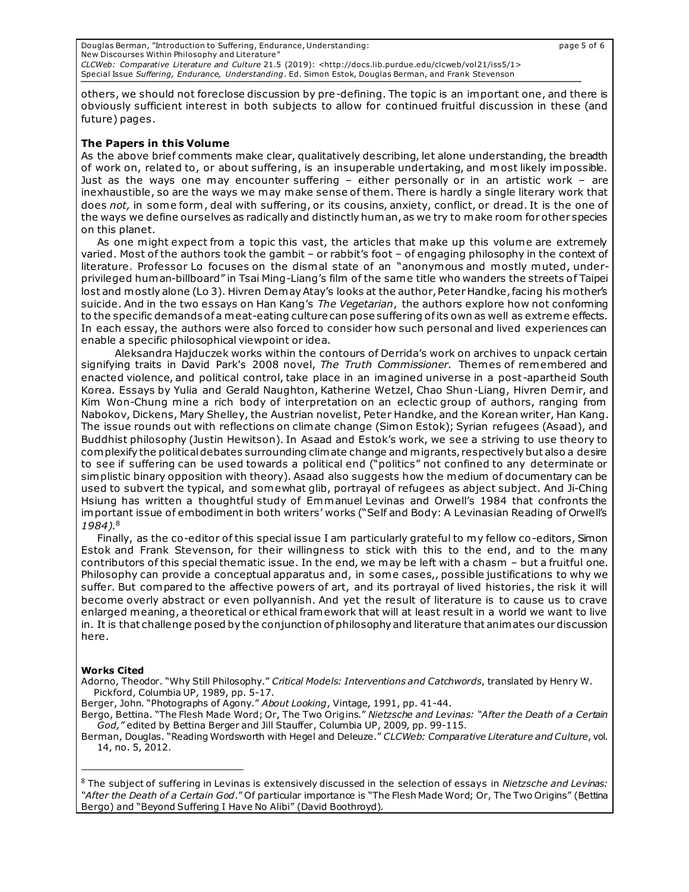others, we should not foreclose discussion by pre-defining. The topic is an important one, and there is obviously sufficient interest in both subjects to allow for continued fruitful discussion in these (and future) pages.

**The Papers in this Volume**

As the above brief comments make clear, qualitatively describing, let alone understanding, the breadth of work on, related to, or about suffering, is an insuperable undertaking, and most likely impossible. Just as the ways one may encounter suffering – either personally or in an artistic work – are inexhaustible, so are the ways we may make sense of them. There is hardly a single literary work that does *not,* in some form, deal with suffering, or its cousins, anxiety, conflict, or dread. It is the one of the ways we define ourselves as radically and distinctly human, as we try to make room for other species on this planet.

As one might expect from a topic this vast, the articles that make up this volume are extremely varied. Most of the authors took the gambit – or rabbit's foot – of engaging philosophy in the context of literature. Professor Lo focuses on the dismal state of an "anonymous and mostly muted, under-privileged human-billboard" in Tsai Ming-Liang's film of the same title who wanders the streets of Taipei lost and mostly alone (Lo 3). Hivren Demay Atay's looks at the author, Peter Handke, facing his mother's suicide. And in the two essays on Han Kang's *The Vegetarian*, the authors explore how not conforming to the specific demands of a meat-eating culture can pose suffering of its own as well as extreme effects. In each essay, the authors were also forced to consider how such personal and lived experiences can enable a specific philosophical viewpoint or idea.

Aleksandra Hajduczek works within the contours of Derrida's work on archives to unpack certain signifying traits in David Park's 2008 novel, *The Truth Commissioner.* Themes of remembered and enacted violence, and political control, take place in an imagined universe in a post-apartheid South Korea. Essays by Yulia and Gerald Naughton, Katherine Wetzel, Chao Shun-Liang, Hivren Demir, and Kim Won-Chung mine a rich body of interpretation on an eclectic group of authors, ranging from Nabokov, Dickens, Mary Shelley, the Austrian novelist, Peter Handke, and the Korean writer, Han Kang. The issue rounds out with reflections on climate change (Simon Estok); Syrian refugees (Asaad), and Buddhist philosophy (Justin Hewitson). In Asaad and Estok's work, we see a striving to use theory to complexify the political debates surrounding climate change and migrants, respectively but also a desire to see if suffering can be used towards a political end ("politics" not confined to any determinate or simplistic binary opposition with theory). Asaad also suggests how the medium of documentary can be used to subvert the typical, and somewhat glib, portrayal of refugees as abject subject. And Ji-Ching Hsiung has written a thoughtful study of Emmanuel Levinas and Orwell's 1984 that confronts the important issue of embodiment in both writers' works ("Self and Body: A Levinasian Reading of Orwell's *1984).*[8]

Finally, as the co-editor of this special issue I am particularly grateful to my fellow co-editors, Simon Estok and Frank Stevenson, for their willingness to stick with this to the end, and to the many contributors of this special thematic issue. In the end, we may be left with a chasm – but a fruitful one. Philosophy can provide a conceptual apparatus and, in some cases,, possible justifications to why we suffer. But compared to the affective powers of art, and its portrayal of lived histories, the risk it will become overly abstract or even pollyannish. And yet the result of literature is to cause us to crave enlarged meaning, a theoretical or ethical framework that will at least result in a world we want to live in. It is that challenge posed by the conjunction of philosophy and literature that animates our discussion here.

**Works Cited**

Adorno, Theodor. "Why Still Philosophy." *Critical Models: Interventions and Catchwords*, translated by Henry W. Pickford, Columbia UP, 1989, pp. 5-17.

Berger, John. "Photographs of Agony." *About Looking*, Vintage, 1991, pp. 41-44.

Bergo, Bettina. "The Flesh Made Word; Or, The Two Origins." *Nietzsche and Levinas: "After the Death of a Certain God,"* edited by Bettina Berger and Jill Stauffer, Columbia UP, 2009, pp. 99-115.

Berman, Douglas. "Reading Wordsworth with Hegel and Deleuze." *CLCWeb: Comparative Literature and Culture*, vol. 14, no. 5, 2012.

---

[8] The subject of suffering in Levinas is extensively discussed in the selection of essays in *Nietzsche and Levinas: "After the Death of a Certain God*." Of particular importance is "The Flesh Made Word; Or, The Two Origins" (Bettina Bergo) and "Beyond Suffering I Have No Alibi" (David Boothroyd).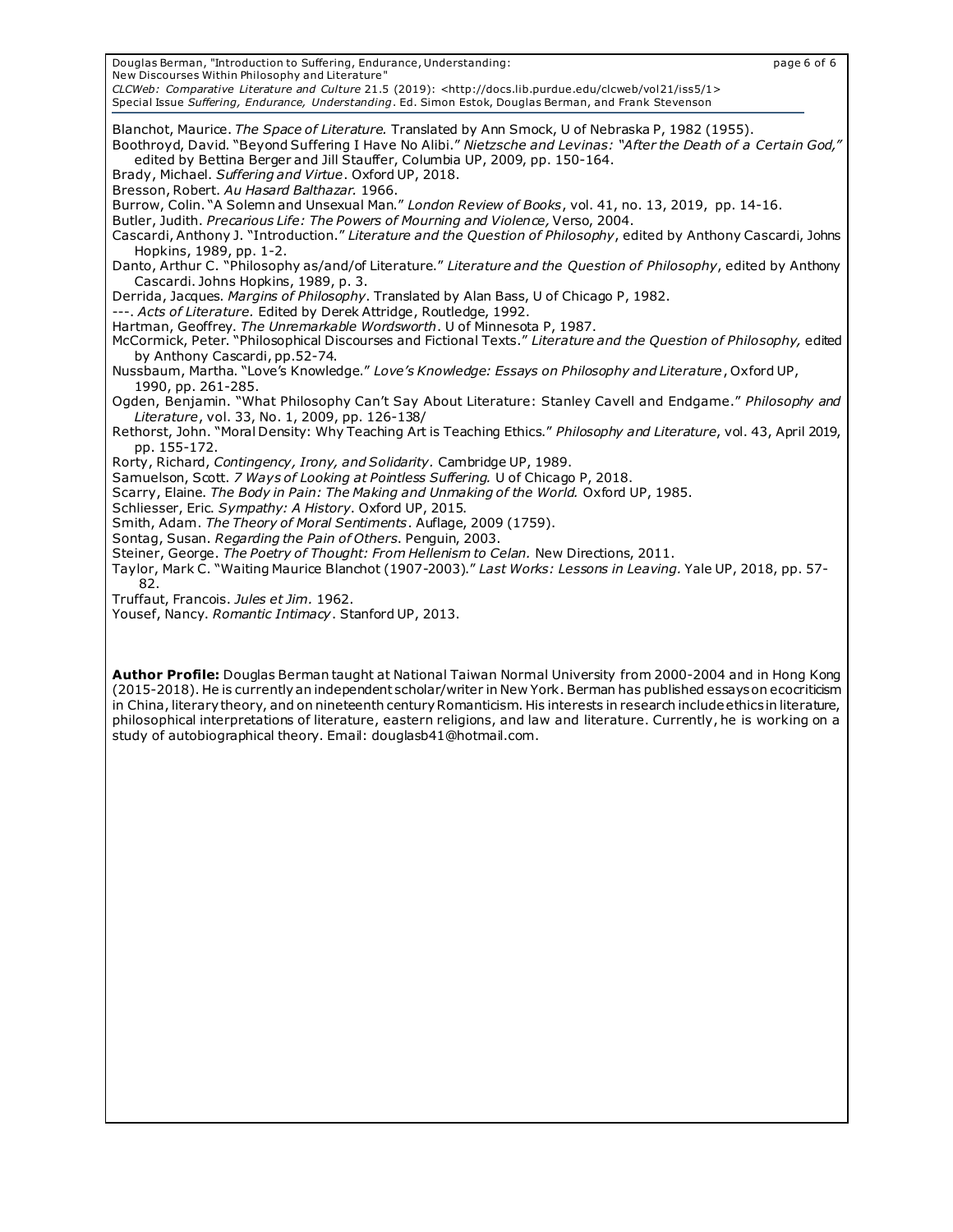Blanchot, Maurice. *The Space of Literature.* Translated by Ann Smock, U of Nebraska P, 1982 (1955).

Boothroyd, David. "Beyond Suffering I Have No Alibi." *Nietzsche and Levinas: "After the Death of a Certain God,"* edited by Bettina Berger and Jill Stauffer, Columbia UP, 2009, pp. 150-164.

Brady, Michael. *Suffering and Virtue*. Oxford UP, 2018.

Bresson, Robert. *Au Hasard Balthazar.* 1966.

Burrow, Colin. "A Solemn and Unsexual Man." *London Review of Books*, vol. 41, no. 13, 2019, pp. 14-16.

Butler, Judith. *Precarious Life: The Powers of Mourning and Violence,* Verso, 2004.

Cascardi, Anthony J. "Introduction." *Literature and the Question of Philosophy*, edited by Anthony Cascardi, Johns Hopkins, 1989, pp. 1-2.

Danto, Arthur C. "Philosophy as/and/of Literature." *Literature and the Question of Philosophy*, edited by Anthony Cascardi. Johns Hopkins, 1989, p. 3.

Derrida, Jacques. *Margins of Philosophy*. Translated by Alan Bass, U of Chicago P, 1982.

---. *Acts of Literature.* Edited by Derek Attridge, Routledge, 1992.

Hartman, Geoffrey. *The Unremarkable Wordsworth*. U of Minnesota P, 1987.

McCormick, Peter. "Philosophical Discourses and Fictional Texts." *Literature and the Question of Philosophy,* edited by Anthony Cascardi, pp.52-74.

Nussbaum, Martha. "Love's Knowledge." *Love's Knowledge: Essays on Philosophy and Literature*, Oxford UP, 1990, pp. 261-285.

Ogden, Benjamin. "What Philosophy Can't Say About Literature: Stanley Cavell and Endgame." *Philosophy and Literature*, vol. 33, No. 1, 2009, pp. 126-138/

Rethorst, John. "Moral Density: Why Teaching Art is Teaching Ethics." *Philosophy and Literature*, vol. 43, April 2019, pp. 155-172.

Rorty, Richard, *Contingency, Irony, and Solidarity.* Cambridge UP, 1989.

Samuelson, Scott. *7 Ways of Looking at Pointless Suffering.* U of Chicago P, 2018.

Scarry, Elaine. *The Body in Pain: The Making and Unmaking of the World.* Oxford UP, 1985.

Schliesser, Eric. *Sympathy: A History*. Oxford UP, 2015.

Smith, Adam. *The Theory of Moral Sentiments*. Auflage, 2009 (1759).

Sontag, Susan. *Regarding the Pain of Others*. Penguin, 2003.

Steiner, George. *The Poetry of Thought: From Hellenism to Celan.* New Directions, 2011.

Taylor, Mark C. "Waiting Maurice Blanchot (1907-2003)." *Last Works: Lessons in Leaving.* Yale UP, 2018, pp. 57-82.

Truffaut, Francois. *Jules et Jim.* 1962.

Yousef, Nancy. *Romantic Intimacy*. Stanford UP, 2013.

**Author Profile:** Douglas Berman taught at National Taiwan Normal University from 2000-2004 and in Hong Kong (2015-2018). He is currently an independent scholar/writer in New York. Berman has published essays on ecocriticism in China, literary theory, and on nineteenth century Romanticism. His interests in research include ethics in literature, philosophical interpretations of literature, eastern religions, and law and literature. Currently, he is working on a study of autobiographical theory. Email: douglasb41@hotmail.com.